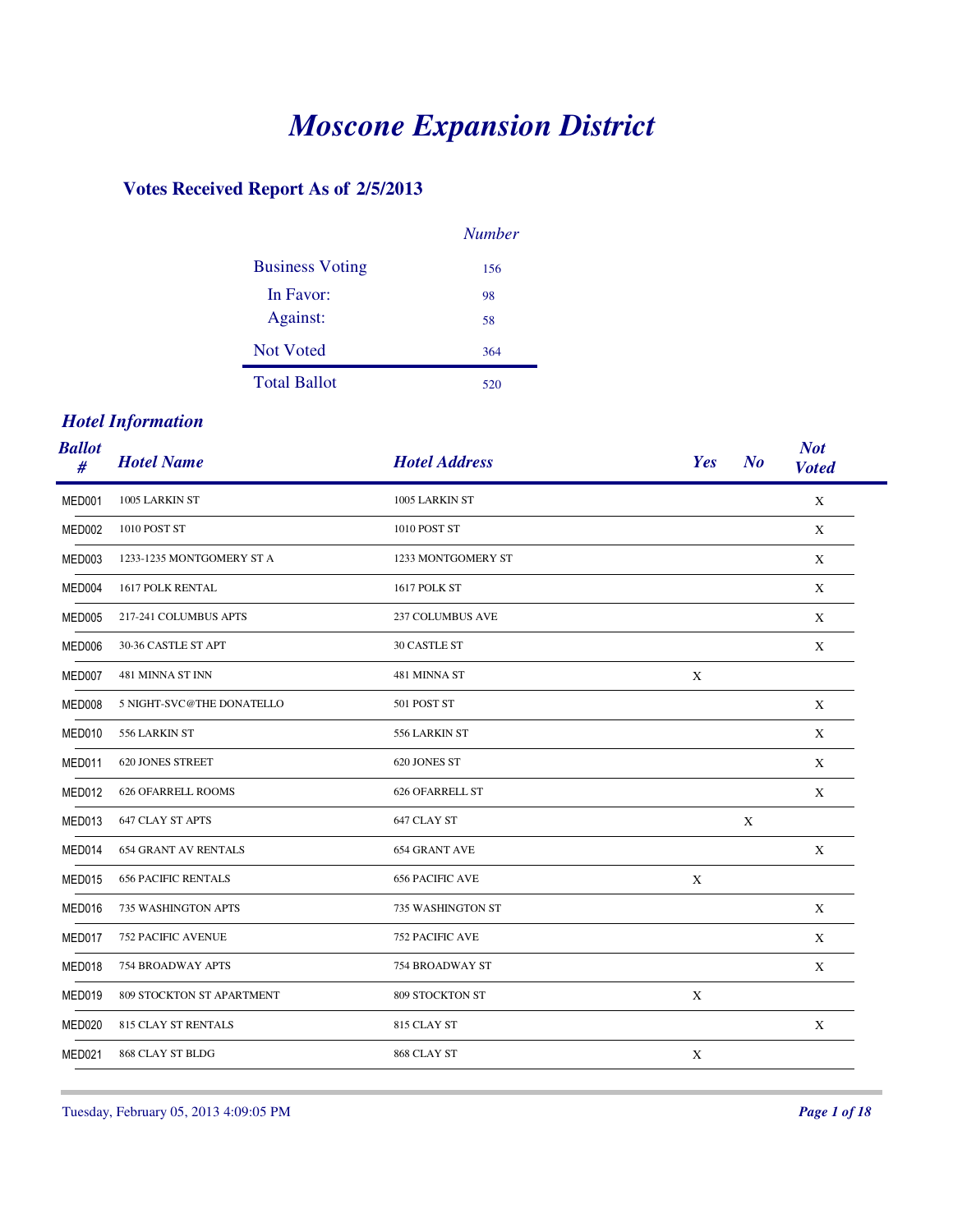# *Moscone Expansion District*

## Votes Received Report As of 2/5/2013

| | *Number* |
|---|---|
| Business Voting | 156 |
| In Favor: | 98 |
| Against: | 58 |
| Not Voted | 364 |
| Total Ballot | 520 |

### *Hotel Information*

| *Ballot #* | *Hotel Name* | *Hotel Address* | *Yes* | *No* | *Not Voted* |
|---|---|---|---|---|---|
| MED001 | 1005 LARKIN ST | 1005 LARKIN ST | | | X |
| MED002 | 1010 POST ST | 1010 POST ST | | | X |
| MED003 | 1233-1235 MONTGOMERY ST A | 1233 MONTGOMERY ST | | | X |
| MED004 | 1617 POLK RENTAL | 1617 POLK ST | | | X |
| MED005 | 217-241 COLUMBUS APTS | 237 COLUMBUS AVE | | | X |
| MED006 | 30-36 CASTLE ST APT | 30 CASTLE ST | | | X |
| MED007 | 481 MINNA ST INN | 481 MINNA ST | X | | |
| MED008 | 5 NIGHT-SVC@THE DONATELLO | 501 POST ST | | | X |
| MED010 | 556 LARKIN ST | 556 LARKIN ST | | | X |
| MED011 | 620 JONES STREET | 620 JONES ST | | | X |
| MED012 | 626 OFARRELL ROOMS | 626 OFARRELL ST | | | X |
| MED013 | 647 CLAY ST APTS | 647 CLAY ST | | X | |
| MED014 | 654 GRANT AV RENTALS | 654 GRANT AVE | | | X |
| MED015 | 656 PACIFIC RENTALS | 656 PACIFIC AVE | X | | |
| MED016 | 735 WASHINGTON APTS | 735 WASHINGTON ST | | | X |
| MED017 | 752 PACIFIC AVENUE | 752 PACIFIC AVE | | | X |
| MED018 | 754 BROADWAY APTS | 754 BROADWAY ST | | | X |
| MED019 | 809 STOCKTON ST APARTMENT | 809 STOCKTON ST | X | | |
| MED020 | 815 CLAY ST RENTALS | 815 CLAY ST | | | X |
| MED021 | 868 CLAY ST BLDG | 868 CLAY ST | X | | |

Tuesday, February 05, 2013 4:09:05 PM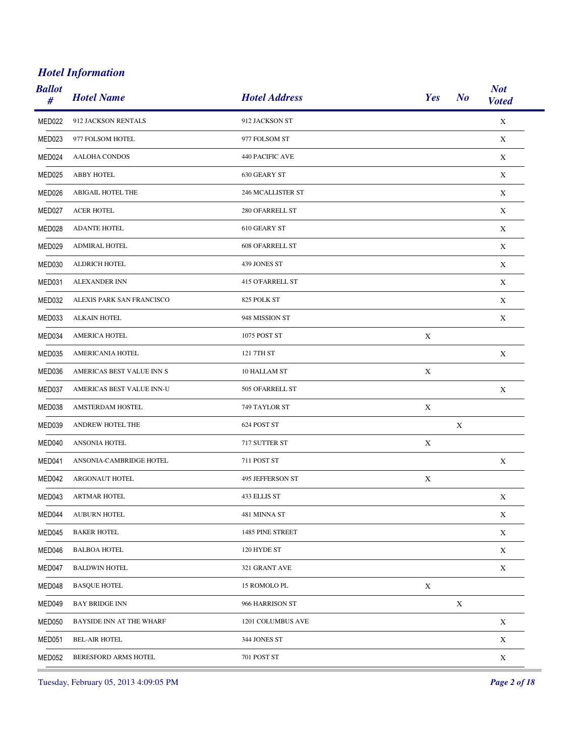## *Hotel Information*

| Ballot # | Hotel Name | Hotel Address | Yes | No | Not Voted |
|---|---|---|---|---|---|
| MED022 | 912 JACKSON RENTALS | 912 JACKSON ST | | | X |
| MED023 | 977 FOLSOM HOTEL | 977 FOLSOM ST | | | X |
| MED024 | AALOHA CONDOS | 440 PACIFIC AVE | | | X |
| MED025 | ABBY HOTEL | 630 GEARY ST | | | X |
| MED026 | ABIGAIL HOTEL THE | 246 MCALLISTER ST | | | X |
| MED027 | ACER HOTEL | 280 OFARRELL ST | | | X |
| MED028 | ADANTE HOTEL | 610 GEARY ST | | | X |
| MED029 | ADMIRAL HOTEL | 608 OFARRELL ST | | | X |
| MED030 | ALDRICH HOTEL | 439 JONES ST | | | X |
| MED031 | ALEXANDER INN | 415 O'FARRELL ST | | | X |
| MED032 | ALEXIS PARK SAN FRANCISCO | 825 POLK ST | | | X |
| MED033 | ALKAIN HOTEL | 948 MISSION ST | | | X |
| MED034 | AMERICA HOTEL | 1075 POST ST | X | | |
| MED035 | AMERICANIA HOTEL | 121 7TH ST | | | X |
| MED036 | AMERICAS BEST VALUE INN S | 10 HALLAM ST | X | | |
| MED037 | AMERICAS BEST VALUE INN-U | 505 OFARRELL ST | | | X |
| MED038 | AMSTERDAM HOSTEL | 749 TAYLOR ST | X | | |
| MED039 | ANDREW HOTEL THE | 624 POST ST | | X | |
| MED040 | ANSONIA HOTEL | 717 SUTTER ST | X | | |
| MED041 | ANSONIA-CAMBRIDGE HOTEL | 711 POST ST | | | X |
| MED042 | ARGONAUT HOTEL | 495 JEFFERSON ST | X | | |
| MED043 | ARTMAR HOTEL | 433 ELLIS ST | | | X |
| MED044 | AUBURN HOTEL | 481 MINNA ST | | | X |
| MED045 | BAKER HOTEL | 1485 PINE STREET | | | X |
| MED046 | BALBOA HOTEL | 120 HYDE ST | | | X |
| MED047 | BALDWIN HOTEL | 321 GRANT AVE | | | X |
| MED048 | BASQUE HOTEL | 15 ROMOLO PL | X | | |
| MED049 | BAY BRIDGE INN | 966 HARRISON ST | | X | |
| MED050 | BAYSIDE INN AT THE WHARF | 1201 COLUMBUS AVE | | | X |
| MED051 | BEL-AIR HOTEL | 344 JONES ST | | | X |
| MED052 | BERESFORD ARMS HOTEL | 701 POST ST | | | X |

Tuesday, February 05, 2013 4:09:05 PM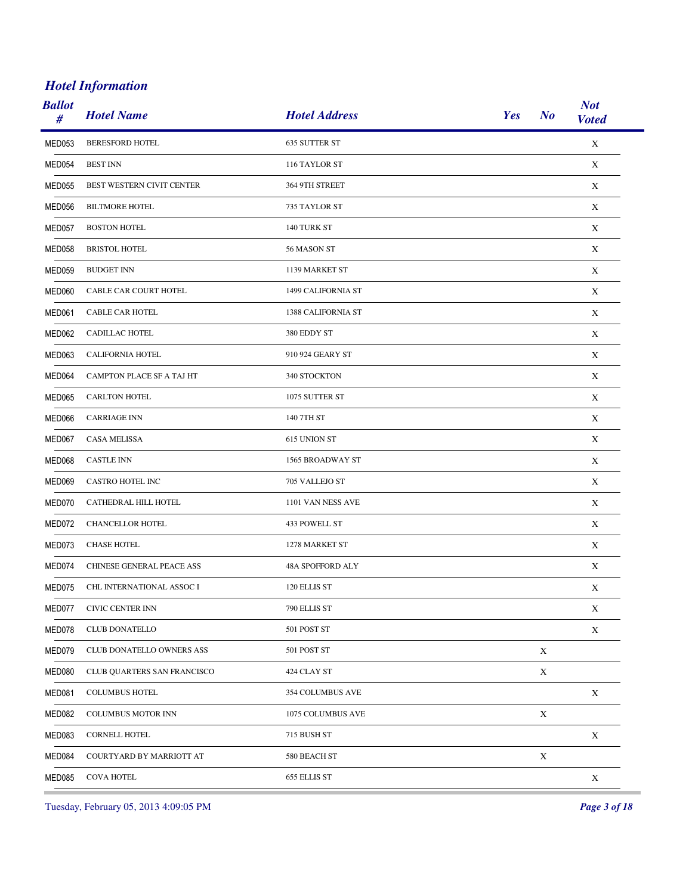## *Hotel Information*

| Ballot # | Hotel Name | Hotel Address | Yes | No | Not Voted |
|---|---|---|---|---|---|
| MED053 | BERESFORD HOTEL | 635 SUTTER ST | | | X |
| MED054 | BEST INN | 116 TAYLOR ST | | | X |
| MED055 | BEST WESTERN CIVIT CENTER | 364 9TH STREET | | | X |
| MED056 | BILTMORE HOTEL | 735 TAYLOR ST | | | X |
| MED057 | BOSTON HOTEL | 140 TURK ST | | | X |
| MED058 | BRISTOL HOTEL | 56 MASON ST | | | X |
| MED059 | BUDGET INN | 1139 MARKET ST | | | X |
| MED060 | CABLE CAR COURT HOTEL | 1499 CALIFORNIA ST | | | X |
| MED061 | CABLE CAR HOTEL | 1388 CALIFORNIA ST | | | X |
| MED062 | CADILLAC HOTEL | 380 EDDY ST | | | X |
| MED063 | CALIFORNIA HOTEL | 910 924 GEARY ST | | | X |
| MED064 | CAMPTON PLACE SF A TAJ HT | 340 STOCKTON | | | X |
| MED065 | CARLTON HOTEL | 1075 SUTTER ST | | | X |
| MED066 | CARRIAGE INN | 140 7TH ST | | | X |
| MED067 | CASA MELISSA | 615 UNION ST | | | X |
| MED068 | CASTLE INN | 1565 BROADWAY ST | | | X |
| MED069 | CASTRO HOTEL INC | 705 VALLEJO ST | | | X |
| MED070 | CATHEDRAL HILL HOTEL | 1101 VAN NESS AVE | | | X |
| MED072 | CHANCELLOR HOTEL | 433 POWELL ST | | | X |
| MED073 | CHASE HOTEL | 1278 MARKET ST | | | X |
| MED074 | CHINESE GENERAL PEACE ASS | 48A SPOFFORD ALY | | | X |
| MED075 | CHL INTERNATIONAL ASSOC I | 120 ELLIS ST | | | X |
| MED077 | CIVIC CENTER INN | 790 ELLIS ST | | | X |
| MED078 | CLUB DONATELLO | 501 POST ST | | | X |
| MED079 | CLUB DONATELLO OWNERS ASS | 501 POST ST | | X | |
| MED080 | CLUB QUARTERS SAN FRANCISCO | 424 CLAY ST | | X | |
| MED081 | COLUMBUS HOTEL | 354 COLUMBUS AVE | | | X |
| MED082 | COLUMBUS MOTOR INN | 1075 COLUMBUS AVE | | X | |
| MED083 | CORNELL HOTEL | 715 BUSH ST | | | X |
| MED084 | COURTYARD BY MARRIOTT AT | 580 BEACH ST | | X | |
| MED085 | COVA HOTEL | 655 ELLIS ST | | | X |

Tuesday, February 05, 2013 4:09:05 PM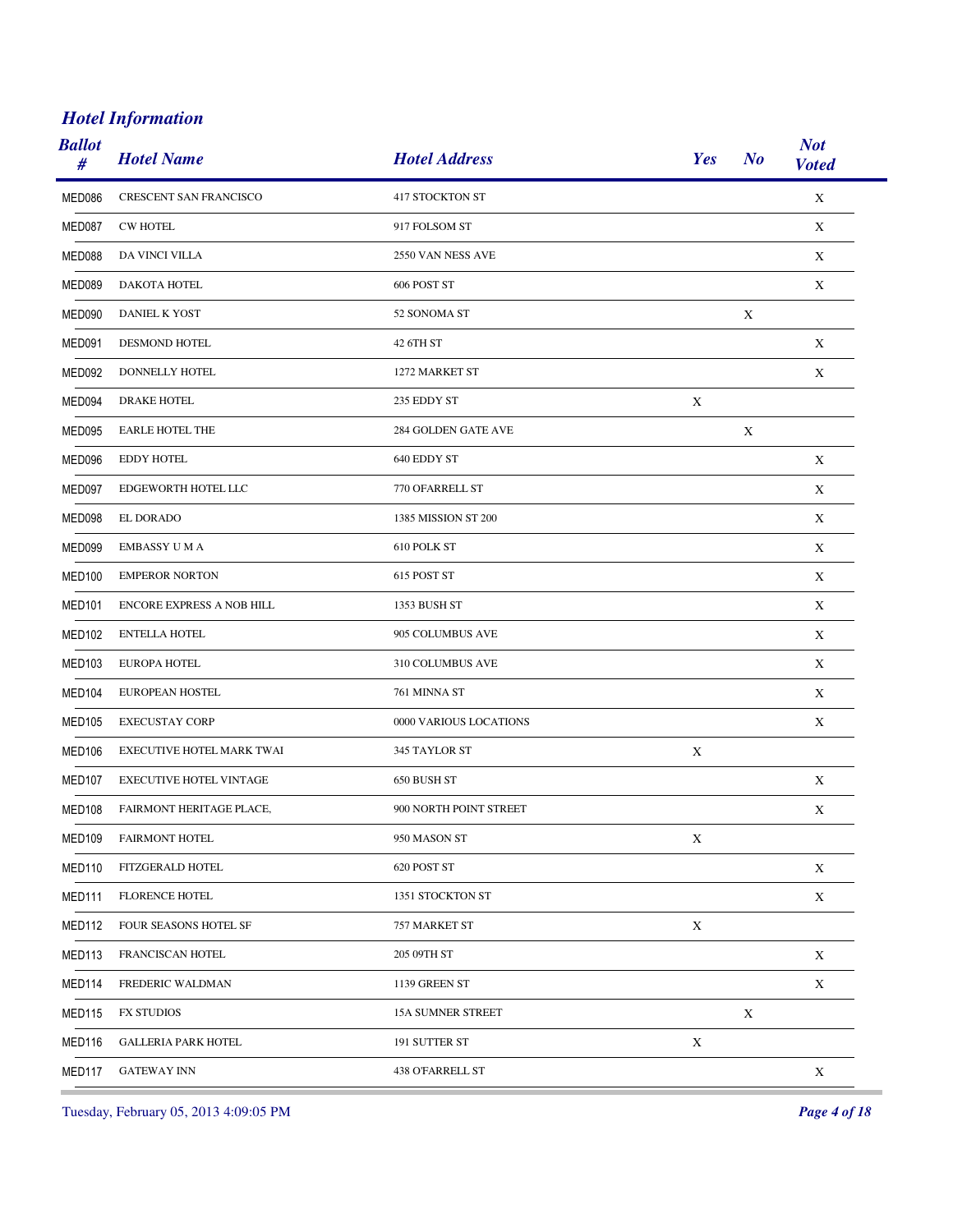## *Hotel Information*

| Ballot # | Hotel Name | Hotel Address | Yes | No | Not Voted |
|---|---|---|---|---|---|
| MED086 | CRESCENT SAN FRANCISCO | 417 STOCKTON ST | | | X |
| MED087 | CW HOTEL | 917 FOLSOM ST | | | X |
| MED088 | DA VINCI VILLA | 2550 VAN NESS AVE | | | X |
| MED089 | DAKOTA HOTEL | 606 POST ST | | | X |
| MED090 | DANIEL K YOST | 52 SONOMA ST | | X | |
| MED091 | DESMOND HOTEL | 42 6TH ST | | | X |
| MED092 | DONNELLY HOTEL | 1272 MARKET ST | | | X |
| MED094 | DRAKE HOTEL | 235 EDDY ST | X | | |
| MED095 | EARLE HOTEL THE | 284 GOLDEN GATE AVE | | X | |
| MED096 | EDDY HOTEL | 640 EDDY ST | | | X |
| MED097 | EDGEWORTH HOTEL LLC | 770 OFARRELL ST | | | X |
| MED098 | EL DORADO | 1385 MISSION ST 200 | | | X |
| MED099 | EMBASSY U M A | 610 POLK ST | | | X |
| MED100 | EMPEROR NORTON | 615 POST ST | | | X |
| MED101 | ENCORE EXPRESS A NOB HILL | 1353 BUSH ST | | | X |
| MED102 | ENTELLA HOTEL | 905 COLUMBUS AVE | | | X |
| MED103 | EUROPA HOTEL | 310 COLUMBUS AVE | | | X |
| MED104 | EUROPEAN HOSTEL | 761 MINNA ST | | | X |
| MED105 | EXECUSTAY CORP | 0000 VARIOUS LOCATIONS | | | X |
| MED106 | EXECUTIVE HOTEL MARK TWAI | 345 TAYLOR ST | X | | |
| MED107 | EXECUTIVE HOTEL VINTAGE | 650 BUSH ST | | | X |
| MED108 | FAIRMONT HERITAGE PLACE, | 900 NORTH POINT STREET | | | X |
| MED109 | FAIRMONT HOTEL | 950 MASON ST | X | | |
| MED110 | FITZGERALD HOTEL | 620 POST ST | | | X |
| MED111 | FLORENCE HOTEL | 1351 STOCKTON ST | | | X |
| MED112 | FOUR SEASONS HOTEL SF | 757 MARKET ST | X | | |
| MED113 | FRANCISCAN HOTEL | 205 09TH ST | | | X |
| MED114 | FREDERIC WALDMAN | 1139 GREEN ST | | | X |
| MED115 | FX STUDIOS | 15A SUMNER STREET | | X | |
| MED116 | GALLERIA PARK HOTEL | 191 SUTTER ST | X | | |
| MED117 | GATEWAY INN | 438 O'FARRELL ST | | | X |

Tuesday, February 05, 2013 4:09:05 PM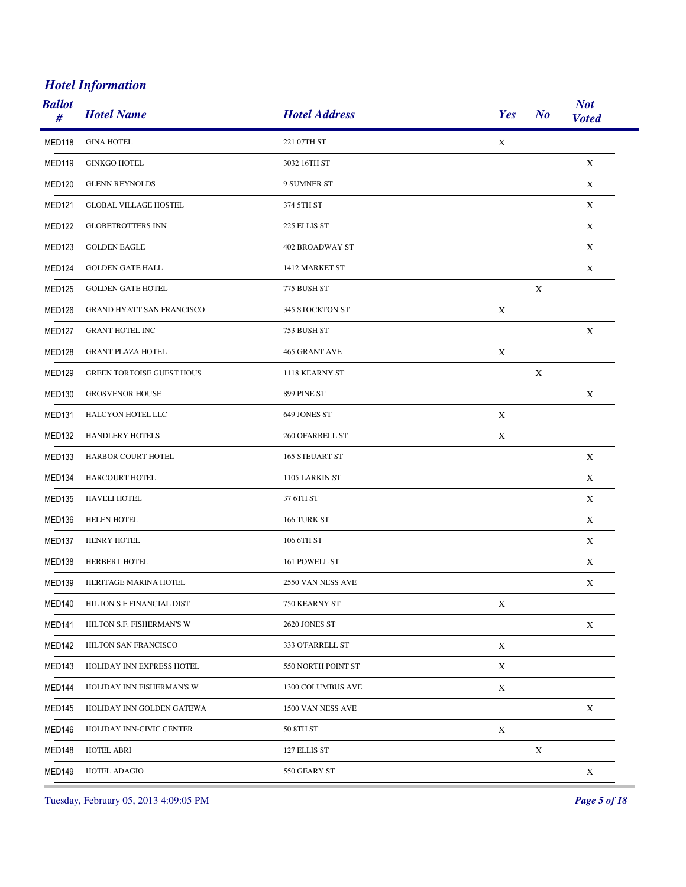## *Hotel Information*

| Ballot # | Hotel Name | Hotel Address | Yes | No | Not Voted |
|---|---|---|---|---|---|
| MED118 | GINA HOTEL | 221 07TH ST | X | | |
| MED119 | GINKGO HOTEL | 3032 16TH ST | | | X |
| MED120 | GLENN REYNOLDS | 9 SUMNER ST | | | X |
| MED121 | GLOBAL VILLAGE HOSTEL | 374 5TH ST | | | X |
| MED122 | GLOBETROTTERS INN | 225 ELLIS ST | | | X |
| MED123 | GOLDEN EAGLE | 402 BROADWAY ST | | | X |
| MED124 | GOLDEN GATE HALL | 1412 MARKET ST | | | X |
| MED125 | GOLDEN GATE HOTEL | 775 BUSH ST | | X | |
| MED126 | GRAND HYATT SAN FRANCISCO | 345 STOCKTON ST | X | | |
| MED127 | GRANT HOTEL INC | 753 BUSH ST | | | X |
| MED128 | GRANT PLAZA HOTEL | 465 GRANT AVE | X | | |
| MED129 | GREEN TORTOISE GUEST HOUS | 1118 KEARNY ST | | X | |
| MED130 | GROSVENOR HOUSE | 899 PINE ST | | | X |
| MED131 | HALCYON HOTEL LLC | 649 JONES ST | X | | |
| MED132 | HANDLERY HOTELS | 260 OFARRELL ST | X | | |
| MED133 | HARBOR COURT HOTEL | 165 STEUART ST | | | X |
| MED134 | HARCOURT HOTEL | 1105 LARKIN ST | | | X |
| MED135 | HAVELI HOTEL | 37 6TH ST | | | X |
| MED136 | HELEN HOTEL | 166 TURK ST | | | X |
| MED137 | HENRY HOTEL | 106 6TH ST | | | X |
| MED138 | HERBERT HOTEL | 161 POWELL ST | | | X |
| MED139 | HERITAGE MARINA HOTEL | 2550 VAN NESS AVE | | | X |
| MED140 | HILTON S F FINANCIAL DIST | 750 KEARNY ST | X | | |
| MED141 | HILTON S.F. FISHERMAN'S W | 2620 JONES ST | | | X |
| MED142 | HILTON SAN FRANCISCO | 333 O'FARRELL ST | X | | |
| MED143 | HOLIDAY INN EXPRESS HOTEL | 550 NORTH POINT ST | X | | |
| MED144 | HOLIDAY INN FISHERMAN'S W | 1300 COLUMBUS AVE | X | | |
| MED145 | HOLIDAY INN GOLDEN GATEWA | 1500 VAN NESS AVE | | | X |
| MED146 | HOLIDAY INN-CIVIC CENTER | 50 8TH ST | X | | |
| MED148 | HOTEL ABRI | 127 ELLIS ST | | X | |
| MED149 | HOTEL ADAGIO | 550 GEARY ST | | | X |

Tuesday, February 05, 2013 4:09:05 PM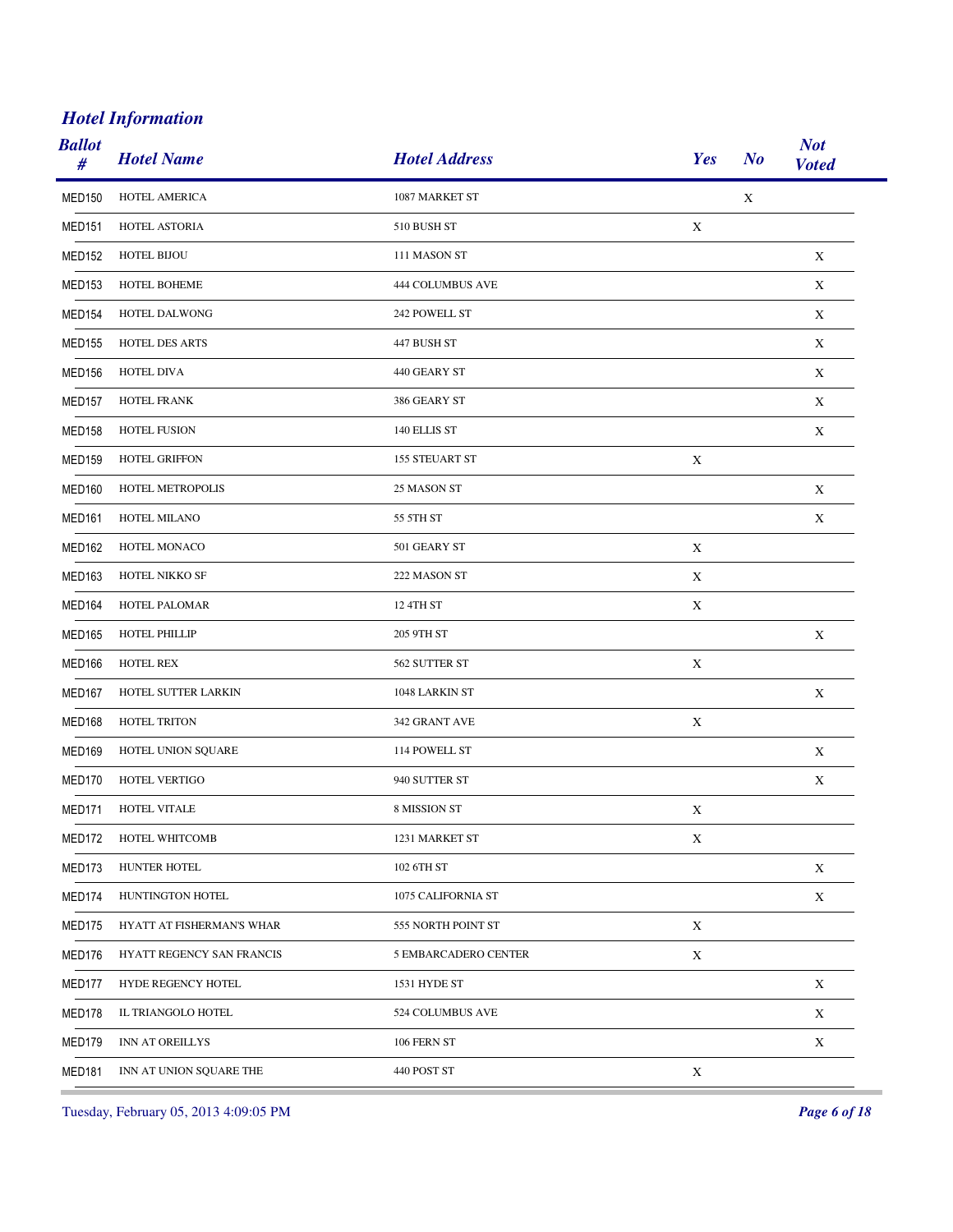## Hotel Information

| Ballot # | Hotel Name | Hotel Address | Yes | No | Not Voted |
|---|---|---|---|---|---|
| MED150 | HOTEL AMERICA | 1087 MARKET ST | | X | |
| MED151 | HOTEL ASTORIA | 510 BUSH ST | X | | |
| MED152 | HOTEL BIJOU | 111 MASON ST | | | X |
| MED153 | HOTEL BOHEME | 444 COLUMBUS AVE | | | X |
| MED154 | HOTEL DALWONG | 242 POWELL ST | | | X |
| MED155 | HOTEL DES ARTS | 447 BUSH ST | | | X |
| MED156 | HOTEL DIVA | 440 GEARY ST | | | X |
| MED157 | HOTEL FRANK | 386 GEARY ST | | | X |
| MED158 | HOTEL FUSION | 140 ELLIS ST | | | X |
| MED159 | HOTEL GRIFFON | 155 STEUART ST | X | | |
| MED160 | HOTEL METROPOLIS | 25 MASON ST | | | X |
| MED161 | HOTEL MILANO | 55 5TH ST | | | X |
| MED162 | HOTEL MONACO | 501 GEARY ST | X | | |
| MED163 | HOTEL NIKKO SF | 222 MASON ST | X | | |
| MED164 | HOTEL PALOMAR | 12 4TH ST | X | | |
| MED165 | HOTEL PHILLIP | 205 9TH ST | | | X |
| MED166 | HOTEL REX | 562 SUTTER ST | X | | |
| MED167 | HOTEL SUTTER LARKIN | 1048 LARKIN ST | | | X |
| MED168 | HOTEL TRITON | 342 GRANT AVE | X | | |
| MED169 | HOTEL UNION SQUARE | 114 POWELL ST | | | X |
| MED170 | HOTEL VERTIGO | 940 SUTTER ST | | | X |
| MED171 | HOTEL VITALE | 8 MISSION ST | X | | |
| MED172 | HOTEL WHITCOMB | 1231 MARKET ST | X | | |
| MED173 | HUNTER HOTEL | 102 6TH ST | | | X |
| MED174 | HUNTINGTON HOTEL | 1075 CALIFORNIA ST | | | X |
| MED175 | HYATT AT FISHERMAN'S WHAR | 555 NORTH POINT ST | X | | |
| MED176 | HYATT REGENCY SAN FRANCIS | 5 EMBARCADERO CENTER | X | | |
| MED177 | HYDE REGENCY HOTEL | 1531 HYDE ST | | | X |
| MED178 | IL TRIANGOLO HOTEL | 524 COLUMBUS AVE | | | X |
| MED179 | INN AT OREILLYS | 106 FERN ST | | | X |
| MED181 | INN AT UNION SQUARE THE | 440 POST ST | X | | |

Tuesday, February 05, 2013 4:09:05 PM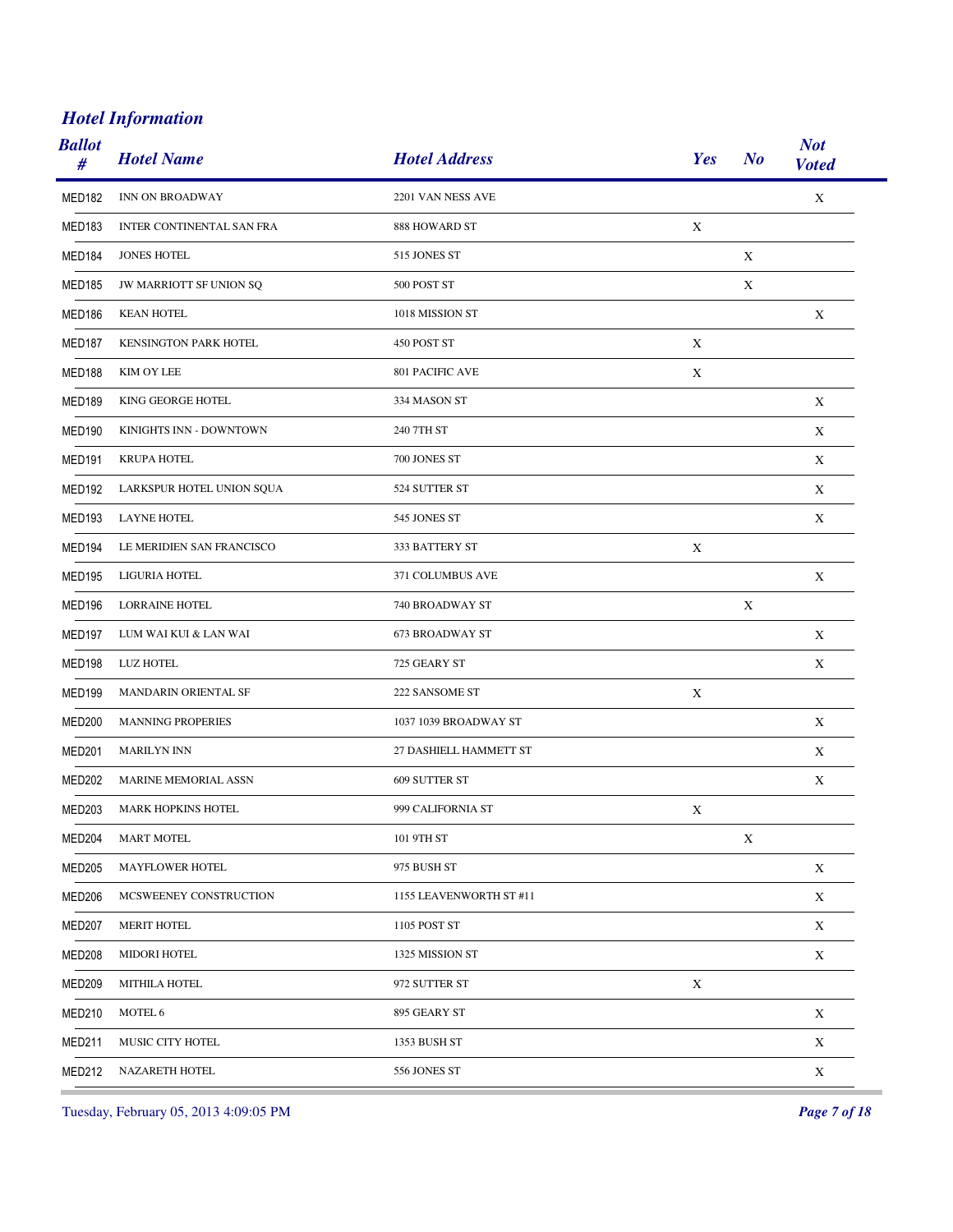## *Hotel Information*

| Ballot # | Hotel Name | Hotel Address | Yes | No | Not Voted |
|---|---|---|---|---|---|
| MED182 | INN ON BROADWAY | 2201 VAN NESS AVE | | | X |
| MED183 | INTER CONTINENTAL SAN FRA | 888 HOWARD ST | X | | |
| MED184 | JONES HOTEL | 515 JONES ST | | X | |
| MED185 | JW MARRIOTT SF UNION SQ | 500 POST ST | | X | |
| MED186 | KEAN HOTEL | 1018 MISSION ST | | | X |
| MED187 | KENSINGTON PARK HOTEL | 450 POST ST | X | | |
| MED188 | KIM OY LEE | 801 PACIFIC AVE | X | | |
| MED189 | KING GEORGE HOTEL | 334 MASON ST | | | X |
| MED190 | KINIGHTS INN - DOWNTOWN | 240 7TH ST | | | X |
| MED191 | KRUPA HOTEL | 700 JONES ST | | | X |
| MED192 | LARKSPUR HOTEL UNION SQUA | 524 SUTTER ST | | | X |
| MED193 | LAYNE HOTEL | 545 JONES ST | | | X |
| MED194 | LE MERIDIEN SAN FRANCISCO | 333 BATTERY ST | X | | |
| MED195 | LIGURIA HOTEL | 371 COLUMBUS AVE | | | X |
| MED196 | LORRAINE HOTEL | 740 BROADWAY ST | | X | |
| MED197 | LUM WAI KUI & LAN WAI | 673 BROADWAY ST | | | X |
| MED198 | LUZ HOTEL | 725 GEARY ST | | | X |
| MED199 | MANDARIN ORIENTAL SF | 222 SANSOME ST | X | | |
| MED200 | MANNING PROPERIES | 1037 1039 BROADWAY ST | | | X |
| MED201 | MARILYN INN | 27 DASHIELL HAMMETT ST | | | X |
| MED202 | MARINE MEMORIAL ASSN | 609 SUTTER ST | | | X |
| MED203 | MARK HOPKINS HOTEL | 999 CALIFORNIA ST | X | | |
| MED204 | MART MOTEL | 101 9TH ST | | X | |
| MED205 | MAYFLOWER HOTEL | 975 BUSH ST | | | X |
| MED206 | MCSWEENEY CONSTRUCTION | 1155 LEAVENWORTH ST #11 | | | X |
| MED207 | MERIT HOTEL | 1105 POST ST | | | X |
| MED208 | MIDORI HOTEL | 1325 MISSION ST | | | X |
| MED209 | MITHILA HOTEL | 972 SUTTER ST | X | | |
| MED210 | MOTEL 6 | 895 GEARY ST | | | X |
| MED211 | MUSIC CITY HOTEL | 1353 BUSH ST | | | X |
| MED212 | NAZARETH HOTEL | 556 JONES ST | | | X |

Tuesday, February 05, 2013 4:09:05 PM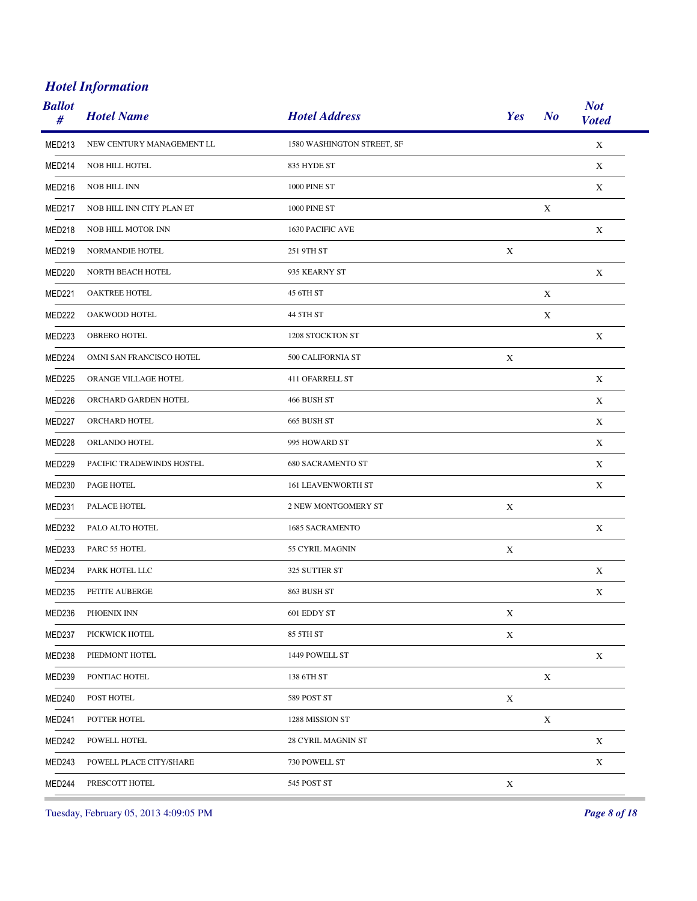## *Hotel Information*

| Ballot # | Hotel Name | Hotel Address | Yes | No | Not Voted |
|---|---|---|---|---|---|
| MED213 | NEW CENTURY MANAGEMENT LL | 1580 WASHINGTON STREET, SF | | | X |
| MED214 | NOB HILL HOTEL | 835 HYDE ST | | | X |
| MED216 | NOB HILL INN | 1000 PINE ST | | | X |
| MED217 | NOB HILL INN CITY PLAN ET | 1000 PINE ST | | X | |
| MED218 | NOB HILL MOTOR INN | 1630 PACIFIC AVE | | | X |
| MED219 | NORMANDIE HOTEL | 251 9TH ST | X | | |
| MED220 | NORTH BEACH HOTEL | 935 KEARNY ST | | | X |
| MED221 | OAKTREE HOTEL | 45 6TH ST | | X | |
| MED222 | OAKWOOD HOTEL | 44 5TH ST | | X | |
| MED223 | OBRERO HOTEL | 1208 STOCKTON ST | | | X |
| MED224 | OMNI SAN FRANCISCO HOTEL | 500 CALIFORNIA ST | X | | |
| MED225 | ORANGE VILLAGE HOTEL | 411 OFARRELL ST | | | X |
| MED226 | ORCHARD GARDEN HOTEL | 466 BUSH ST | | | X |
| MED227 | ORCHARD HOTEL | 665 BUSH ST | | | X |
| MED228 | ORLANDO HOTEL | 995 HOWARD ST | | | X |
| MED229 | PACIFIC TRADEWINDS HOSTEL | 680 SACRAMENTO ST | | | X |
| MED230 | PAGE HOTEL | 161 LEAVENWORTH ST | | | X |
| MED231 | PALACE HOTEL | 2 NEW MONTGOMERY ST | X | | |
| MED232 | PALO ALTO HOTEL | 1685 SACRAMENTO | | | X |
| MED233 | PARC 55 HOTEL | 55 CYRIL MAGNIN | X | | |
| MED234 | PARK HOTEL LLC | 325 SUTTER ST | | | X |
| MED235 | PETITE AUBERGE | 863 BUSH ST | | | X |
| MED236 | PHOENIX INN | 601 EDDY ST | X | | |
| MED237 | PICKWICK HOTEL | 85 5TH ST | X | | |
| MED238 | PIEDMONT HOTEL | 1449 POWELL ST | | | X |
| MED239 | PONTIAC HOTEL | 138 6TH ST | | X | |
| MED240 | POST HOTEL | 589 POST ST | X | | |
| MED241 | POTTER HOTEL | 1288 MISSION ST | | X | |
| MED242 | POWELL HOTEL | 28 CYRIL MAGNIN ST | | | X |
| MED243 | POWELL PLACE CITY/SHARE | 730 POWELL ST | | | X |
| MED244 | PRESCOTT HOTEL | 545 POST ST | X | | |

Tuesday, February 05, 2013 4:09:05 PM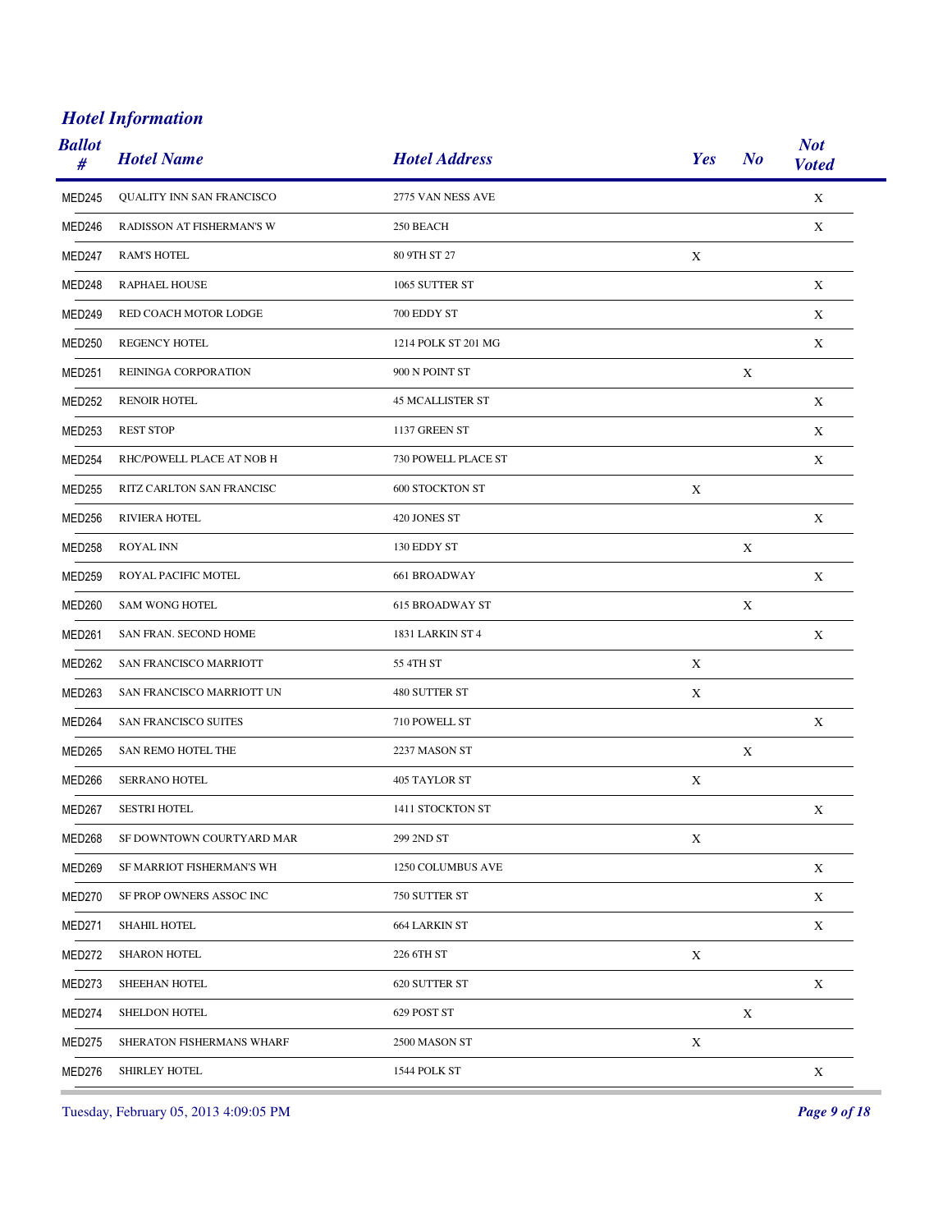## *Hotel Information*

| Ballot # | Hotel Name | Hotel Address | Yes | No | Not Voted |
|---|---|---|---|---|---|
| MED245 | QUALITY INN SAN FRANCISCO | 2775 VAN NESS AVE | | | X |
| MED246 | RADISSON AT FISHERMAN'S W | 250 BEACH | | | X |
| MED247 | RAM'S HOTEL | 80 9TH ST 27 | X | | |
| MED248 | RAPHAEL HOUSE | 1065 SUTTER ST | | | X |
| MED249 | RED COACH MOTOR LODGE | 700 EDDY ST | | | X |
| MED250 | REGENCY HOTEL | 1214 POLK ST 201 MG | | | X |
| MED251 | REININGA CORPORATION | 900 N POINT ST | | X | |
| MED252 | RENOIR HOTEL | 45 MCALLISTER ST | | | X |
| MED253 | REST STOP | 1137 GREEN ST | | | X |
| MED254 | RHC/POWELL PLACE AT NOB H | 730 POWELL PLACE ST | | | X |
| MED255 | RITZ CARLTON SAN FRANCISC | 600 STOCKTON ST | X | | |
| MED256 | RIVIERA HOTEL | 420 JONES ST | | | X |
| MED258 | ROYAL INN | 130 EDDY ST | | X | |
| MED259 | ROYAL PACIFIC MOTEL | 661 BROADWAY | | | X |
| MED260 | SAM WONG HOTEL | 615 BROADWAY ST | | X | |
| MED261 | SAN FRAN. SECOND HOME | 1831 LARKIN ST 4 | | | X |
| MED262 | SAN FRANCISCO MARRIOTT | 55 4TH ST | X | | |
| MED263 | SAN FRANCISCO MARRIOTT UN | 480 SUTTER ST | X | | |
| MED264 | SAN FRANCISCO SUITES | 710 POWELL ST | | | X |
| MED265 | SAN REMO HOTEL THE | 2237 MASON ST | | X | |
| MED266 | SERRANO HOTEL | 405 TAYLOR ST | X | | |
| MED267 | SESTRI HOTEL | 1411 STOCKTON ST | | | X |
| MED268 | SF DOWNTOWN COURTYARD MAR | 299 2ND ST | X | | |
| MED269 | SF MARRIOT FISHERMAN'S WH | 1250 COLUMBUS AVE | | | X |
| MED270 | SF PROP OWNERS ASSOC INC | 750 SUTTER ST | | | X |
| MED271 | SHAHIL HOTEL | 664 LARKIN ST | | | X |
| MED272 | SHARON HOTEL | 226 6TH ST | X | | |
| MED273 | SHEEHAN HOTEL | 620 SUTTER ST | | | X |
| MED274 | SHELDON HOTEL | 629 POST ST | | X | |
| MED275 | SHERATON FISHERMANS WHARF | 2500 MASON ST | X | | |
| MED276 | SHIRLEY HOTEL | 1544 POLK ST | | | X |

Tuesday, February 05, 2013 4:09:05 PM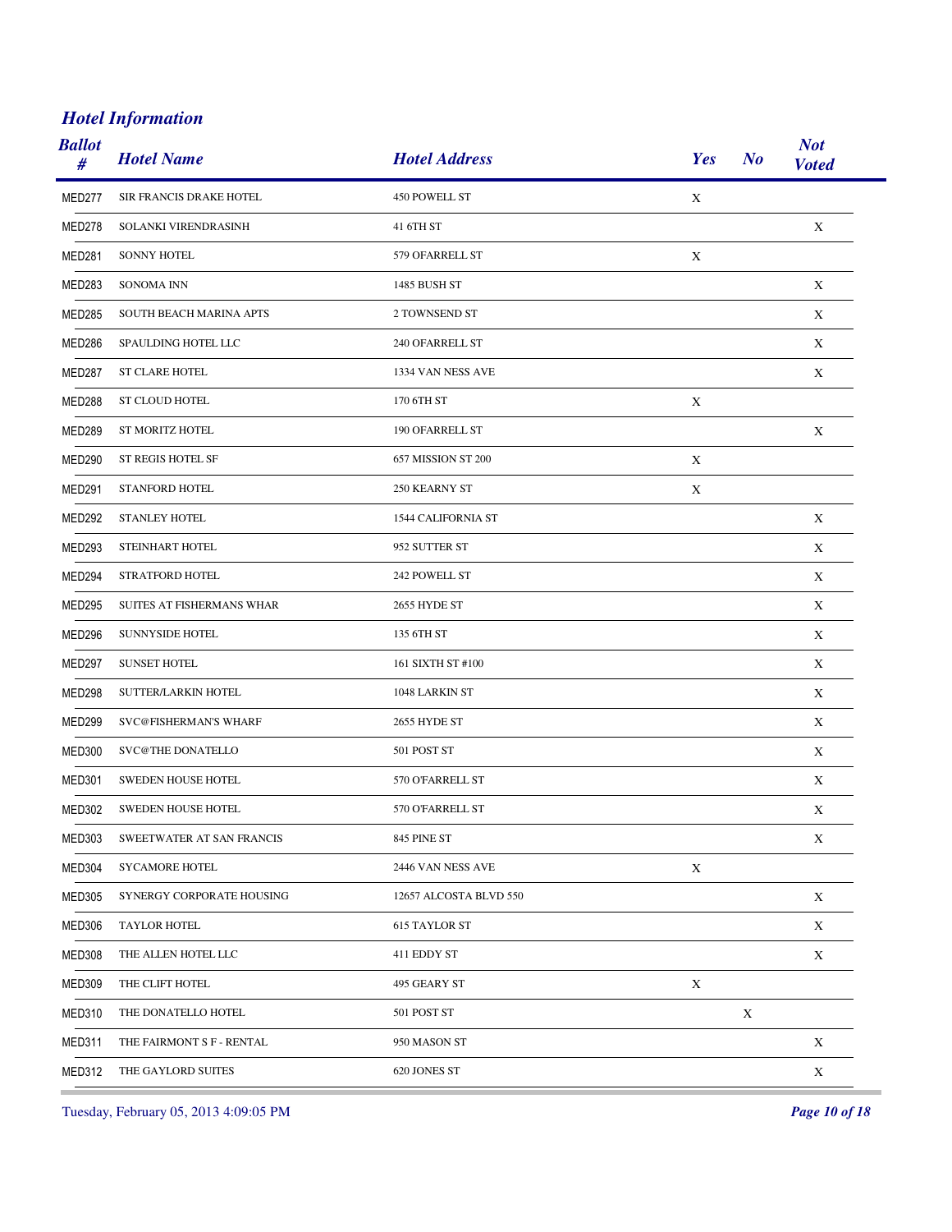## *Hotel Information*

| Ballot # | Hotel Name | Hotel Address | Yes | No | Not Voted |
|---|---|---|---|---|---|
| MED277 | SIR FRANCIS DRAKE HOTEL | 450 POWELL ST | X | | |
| MED278 | SOLANKI VIRENDRASINH | 41 6TH ST | | | X |
| MED281 | SONNY HOTEL | 579 OFARRELL ST | X | | |
| MED283 | SONOMA INN | 1485 BUSH ST | | | X |
| MED285 | SOUTH BEACH MARINA APTS | 2 TOWNSEND ST | | | X |
| MED286 | SPAULDING HOTEL LLC | 240 OFARRELL ST | | | X |
| MED287 | ST CLARE HOTEL | 1334 VAN NESS AVE | | | X |
| MED288 | ST CLOUD HOTEL | 170 6TH ST | X | | |
| MED289 | ST MORITZ HOTEL | 190 OFARRELL ST | | | X |
| MED290 | ST REGIS HOTEL SF | 657 MISSION ST 200 | X | | |
| MED291 | STANFORD HOTEL | 250 KEARNY ST | X | | |
| MED292 | STANLEY HOTEL | 1544 CALIFORNIA ST | | | X |
| MED293 | STEINHART HOTEL | 952 SUTTER ST | | | X |
| MED294 | STRATFORD HOTEL | 242 POWELL ST | | | X |
| MED295 | SUITES AT FISHERMANS WHAR | 2655 HYDE ST | | | X |
| MED296 | SUNNYSIDE HOTEL | 135 6TH ST | | | X |
| MED297 | SUNSET HOTEL | 161 SIXTH ST #100 | | | X |
| MED298 | SUTTER/LARKIN HOTEL | 1048 LARKIN ST | | | X |
| MED299 | SVC@FISHERMAN'S WHARF | 2655 HYDE ST | | | X |
| MED300 | SVC@THE DONATELLO | 501 POST ST | | | X |
| MED301 | SWEDEN HOUSE HOTEL | 570 O'FARRELL ST | | | X |
| MED302 | SWEDEN HOUSE HOTEL | 570 O'FARRELL ST | | | X |
| MED303 | SWEETWATER AT SAN FRANCIS | 845 PINE ST | | | X |
| MED304 | SYCAMORE HOTEL | 2446 VAN NESS AVE | X | | |
| MED305 | SYNERGY CORPORATE HOUSING | 12657 ALCOSTA BLVD 550 | | | X |
| MED306 | TAYLOR HOTEL | 615 TAYLOR ST | | | X |
| MED308 | THE ALLEN HOTEL LLC | 411 EDDY ST | | | X |
| MED309 | THE CLIFT HOTEL | 495 GEARY ST | X | | |
| MED310 | THE DONATELLO HOTEL | 501 POST ST | | X | |
| MED311 | THE FAIRMONT S F - RENTAL | 950 MASON ST | | | X |
| MED312 | THE GAYLORD SUITES | 620 JONES ST | | | X |

Tuesday, February 05, 2013 4:09:05 PM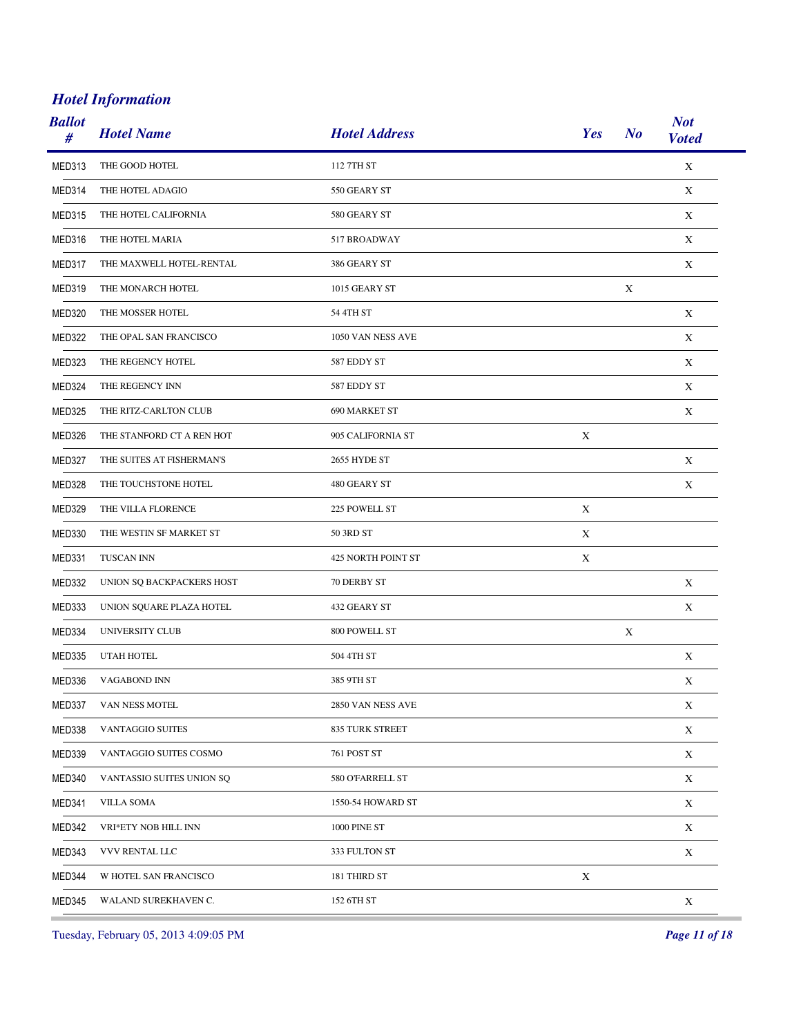## *Hotel Information*

| Ballot # | Hotel Name | Hotel Address | Yes | No | Not Voted |
|---|---|---|---|---|---|
| MED313 | THE GOOD HOTEL | 112 7TH ST | | | X |
| MED314 | THE HOTEL ADAGIO | 550 GEARY ST | | | X |
| MED315 | THE HOTEL CALIFORNIA | 580 GEARY ST | | | X |
| MED316 | THE HOTEL MARIA | 517 BROADWAY | | | X |
| MED317 | THE MAXWELL HOTEL-RENTAL | 386 GEARY ST | | | X |
| MED319 | THE MONARCH HOTEL | 1015 GEARY ST | | X | |
| MED320 | THE MOSSER HOTEL | 54 4TH ST | | | X |
| MED322 | THE OPAL SAN FRANCISCO | 1050 VAN NESS AVE | | | X |
| MED323 | THE REGENCY HOTEL | 587 EDDY ST | | | X |
| MED324 | THE REGENCY INN | 587 EDDY ST | | | X |
| MED325 | THE RITZ-CARLTON CLUB | 690 MARKET ST | | | X |
| MED326 | THE STANFORD CT A REN HOT | 905 CALIFORNIA ST | X | | |
| MED327 | THE SUITES AT FISHERMAN'S | 2655 HYDE ST | | | X |
| MED328 | THE TOUCHSTONE HOTEL | 480 GEARY ST | | | X |
| MED329 | THE VILLA FLORENCE | 225 POWELL ST | X | | |
| MED330 | THE WESTIN SF MARKET ST | 50 3RD ST | X | | |
| MED331 | TUSCAN INN | 425 NORTH POINT ST | X | | |
| MED332 | UNION SQ BACKPACKERS HOST | 70 DERBY ST | | | X |
| MED333 | UNION SQUARE PLAZA HOTEL | 432 GEARY ST | | | X |
| MED334 | UNIVERSITY CLUB | 800 POWELL ST | | X | |
| MED335 | UTAH HOTEL | 504 4TH ST | | | X |
| MED336 | VAGABOND INN | 385 9TH ST | | | X |
| MED337 | VAN NESS MOTEL | 2850 VAN NESS AVE | | | X |
| MED338 | VANTAGGIO SUITES | 835 TURK STREET | | | X |
| MED339 | VANTAGGIO SUITES COSMO | 761 POST ST | | | X |
| MED340 | VANTASSIO SUITES UNION SQ | 580 O'FARRELL ST | | | X |
| MED341 | VILLA SOMA | 1550-54 HOWARD ST | | | X |
| MED342 | VRI*ETY NOB HILL INN | 1000 PINE ST | | | X |
| MED343 | VVV RENTAL LLC | 333 FULTON ST | | | X |
| MED344 | W HOTEL SAN FRANCISCO | 181 THIRD ST | X | | |
| MED345 | WALAND SUREKHAVEN C. | 152 6TH ST | | | X |

Tuesday, February 05, 2013 4:09:05 PM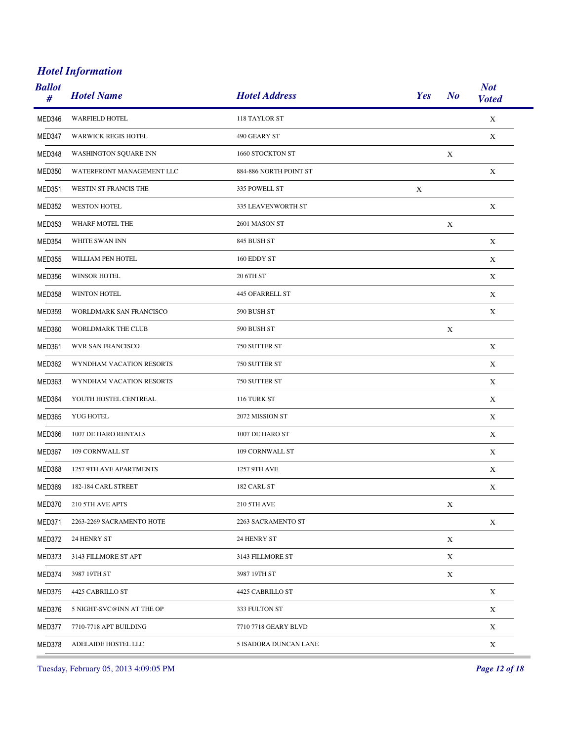## *Hotel Information*

| Ballot # | Hotel Name | Hotel Address | Yes | No | Not Voted |
|---|---|---|---|---|---|
| MED346 | WARFIELD HOTEL | 118 TAYLOR ST | | | X |
| MED347 | WARWICK REGIS HOTEL | 490 GEARY ST | | | X |
| MED348 | WASHINGTON SQUARE INN | 1660 STOCKTON ST | | X | |
| MED350 | WATERFRONT MANAGEMENT LLC | 884-886 NORTH POINT ST | | | X |
| MED351 | WESTIN ST FRANCIS THE | 335 POWELL ST | X | | |
| MED352 | WESTON HOTEL | 335 LEAVENWORTH ST | | | X |
| MED353 | WHARF MOTEL THE | 2601 MASON ST | | X | |
| MED354 | WHITE SWAN INN | 845 BUSH ST | | | X |
| MED355 | WILLIAM PEN HOTEL | 160 EDDY ST | | | X |
| MED356 | WINSOR HOTEL | 20 6TH ST | | | X |
| MED358 | WINTON HOTEL | 445 OFARRELL ST | | | X |
| MED359 | WORLDMARK SAN FRANCISCO | 590 BUSH ST | | | X |
| MED360 | WORLDMARK THE CLUB | 590 BUSH ST | | X | |
| MED361 | WVR SAN FRANCISCO | 750 SUTTER ST | | | X |
| MED362 | WYNDHAM VACATION RESORTS | 750 SUTTER ST | | | X |
| MED363 | WYNDHAM VACATION RESORTS | 750 SUTTER ST | | | X |
| MED364 | YOUTH HOSTEL CENTREAL | 116 TURK ST | | | X |
| MED365 | YUG HOTEL | 2072 MISSION ST | | | X |
| MED366 | 1007 DE HARO RENTALS | 1007 DE HARO ST | | | X |
| MED367 | 109 CORNWALL ST | 109 CORNWALL ST | | | X |
| MED368 | 1257 9TH AVE APARTMENTS | 1257 9TH AVE | | | X |
| MED369 | 182-184 CARL STREET | 182 CARL ST | | | X |
| MED370 | 210 5TH AVE APTS | 210 5TH AVE | | X | |
| MED371 | 2263-2269 SACRAMENTO HOTE | 2263 SACRAMENTO ST | | | X |
| MED372 | 24 HENRY ST | 24 HENRY ST | | X | |
| MED373 | 3143 FILLMORE ST APT | 3143 FILLMORE ST | | X | |
| MED374 | 3987 19TH ST | 3987 19TH ST | | X | |
| MED375 | 4425 CABRILLO ST | 4425 CABRILLO ST | | | X |
| MED376 | 5 NIGHT-SVC@INN AT THE OP | 333 FULTON ST | | | X |
| MED377 | 7710-7718 APT BUILDING | 7710 7718 GEARY BLVD | | | X |
| MED378 | ADELAIDE HOSTEL LLC | 5 ISADORA DUNCAN LANE | | | X |

Tuesday, February 05, 2013 4:09:05 PM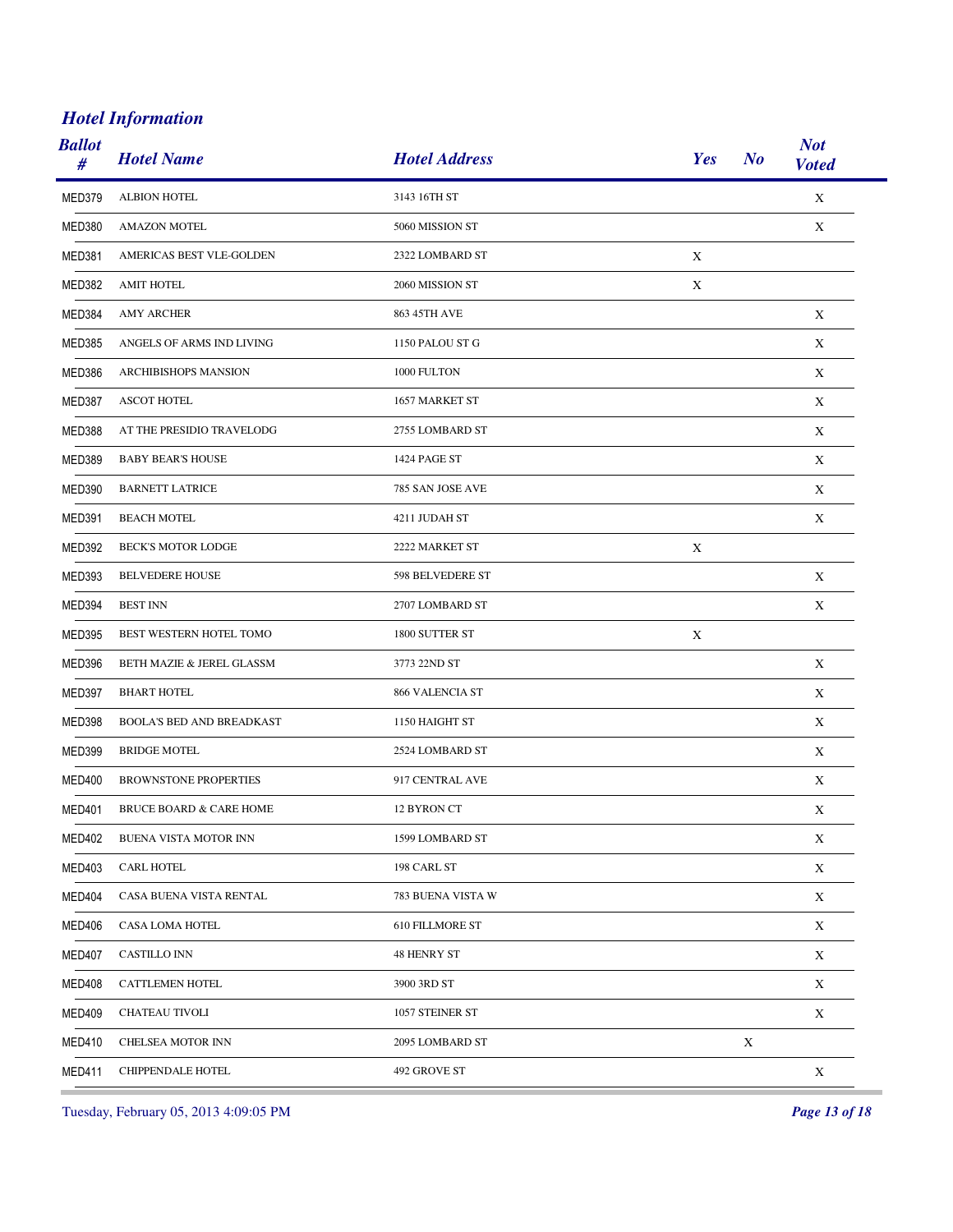## Hotel Information

| Ballot # | Hotel Name | Hotel Address | Yes | No | Not Voted |
|---|---|---|---|---|---|
| MED379 | ALBION HOTEL | 3143 16TH ST | | | X |
| MED380 | AMAZON MOTEL | 5060 MISSION ST | | | X |
| MED381 | AMERICAS BEST VLE-GOLDEN | 2322 LOMBARD ST | X | | |
| MED382 | AMIT HOTEL | 2060 MISSION ST | X | | |
| MED384 | AMY ARCHER | 863 45TH AVE | | | X |
| MED385 | ANGELS OF ARMS IND LIVING | 1150 PALOU ST G | | | X |
| MED386 | ARCHIBISHOPS MANSION | 1000 FULTON | | | X |
| MED387 | ASCOT HOTEL | 1657 MARKET ST | | | X |
| MED388 | AT THE PRESIDIO TRAVELODG | 2755 LOMBARD ST | | | X |
| MED389 | BABY BEAR'S HOUSE | 1424 PAGE ST | | | X |
| MED390 | BARNETT LATRICE | 785 SAN JOSE AVE | | | X |
| MED391 | BEACH MOTEL | 4211 JUDAH ST | | | X |
| MED392 | BECK'S MOTOR LODGE | 2222 MARKET ST | X | | |
| MED393 | BELVEDERE HOUSE | 598 BELVEDERE ST | | | X |
| MED394 | BEST INN | 2707 LOMBARD ST | | | X |
| MED395 | BEST WESTERN HOTEL TOMO | 1800 SUTTER ST | X | | |
| MED396 | BETH MAZIE & JEREL GLASSM | 3773 22ND ST | | | X |
| MED397 | BHART HOTEL | 866 VALENCIA ST | | | X |
| MED398 | BOOLA'S BED AND BREADKAST | 1150 HAIGHT ST | | | X |
| MED399 | BRIDGE MOTEL | 2524 LOMBARD ST | | | X |
| MED400 | BROWNSTONE PROPERTIES | 917 CENTRAL AVE | | | X |
| MED401 | BRUCE BOARD & CARE HOME | 12 BYRON CT | | | X |
| MED402 | BUENA VISTA MOTOR INN | 1599 LOMBARD ST | | | X |
| MED403 | CARL HOTEL | 198 CARL ST | | | X |
| MED404 | CASA BUENA VISTA RENTAL | 783 BUENA VISTA W | | | X |
| MED406 | CASA LOMA HOTEL | 610 FILLMORE ST | | | X |
| MED407 | CASTILLO INN | 48 HENRY ST | | | X |
| MED408 | CATTLEMEN HOTEL | 3900 3RD ST | | | X |
| MED409 | CHATEAU TIVOLI | 1057 STEINER ST | | | X |
| MED410 | CHELSEA MOTOR INN | 2095 LOMBARD ST | | X | |
| MED411 | CHIPPENDALE HOTEL | 492 GROVE ST | | | X |

Tuesday, February 05, 2013 4:09:05 PM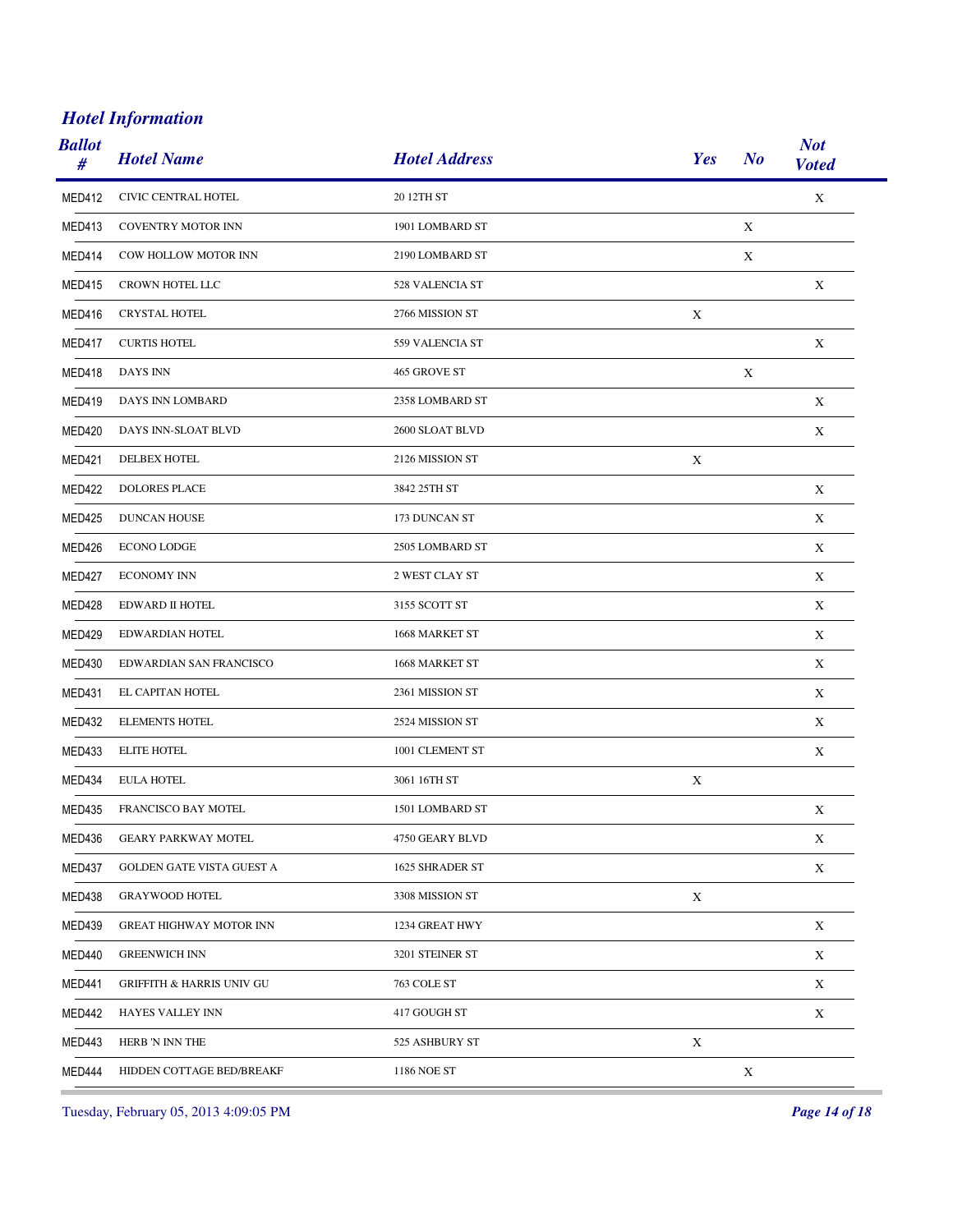## *Hotel Information*

| Ballot # | Hotel Name | Hotel Address | Yes | No | Not Voted |
|---|---|---|---|---|---|
| MED412 | CIVIC CENTRAL HOTEL | 20 12TH ST | | | X |
| MED413 | COVENTRY MOTOR INN | 1901 LOMBARD ST | | X | |
| MED414 | COW HOLLOW MOTOR INN | 2190 LOMBARD ST | | X | |
| MED415 | CROWN HOTEL LLC | 528 VALENCIA ST | | | X |
| MED416 | CRYSTAL HOTEL | 2766 MISSION ST | X | | |
| MED417 | CURTIS HOTEL | 559 VALENCIA ST | | | X |
| MED418 | DAYS INN | 465 GROVE ST | | X | |
| MED419 | DAYS INN LOMBARD | 2358 LOMBARD ST | | | X |
| MED420 | DAYS INN-SLOAT BLVD | 2600 SLOAT BLVD | | | X |
| MED421 | DELBEX HOTEL | 2126 MISSION ST | X | | |
| MED422 | DOLORES PLACE | 3842 25TH ST | | | X |
| MED425 | DUNCAN HOUSE | 173 DUNCAN ST | | | X |
| MED426 | ECONO LODGE | 2505 LOMBARD ST | | | X |
| MED427 | ECONOMY INN | 2 WEST CLAY ST | | | X |
| MED428 | EDWARD II HOTEL | 3155 SCOTT ST | | | X |
| MED429 | EDWARDIAN HOTEL | 1668 MARKET ST | | | X |
| MED430 | EDWARDIAN SAN FRANCISCO | 1668 MARKET ST | | | X |
| MED431 | EL CAPITAN HOTEL | 2361 MISSION ST | | | X |
| MED432 | ELEMENTS HOTEL | 2524 MISSION ST | | | X |
| MED433 | ELITE HOTEL | 1001 CLEMENT ST | | | X |
| MED434 | EULA HOTEL | 3061 16TH ST | X | | |
| MED435 | FRANCISCO BAY MOTEL | 1501 LOMBARD ST | | | X |
| MED436 | GEARY PARKWAY MOTEL | 4750 GEARY BLVD | | | X |
| MED437 | GOLDEN GATE VISTA GUEST A | 1625 SHRADER ST | | | X |
| MED438 | GRAYWOOD HOTEL | 3308 MISSION ST | X | | |
| MED439 | GREAT HIGHWAY MOTOR INN | 1234 GREAT HWY | | | X |
| MED440 | GREENWICH INN | 3201 STEINER ST | | | X |
| MED441 | GRIFFITH & HARRIS UNIV GU | 763 COLE ST | | | X |
| MED442 | HAYES VALLEY INN | 417 GOUGH ST | | | X |
| MED443 | HERB 'N INN THE | 525 ASHBURY ST | X | | |
| MED444 | HIDDEN COTTAGE BED/BREAKF | 1186 NOE ST | | X | |

Tuesday, February 05, 2013 4:09:05 PM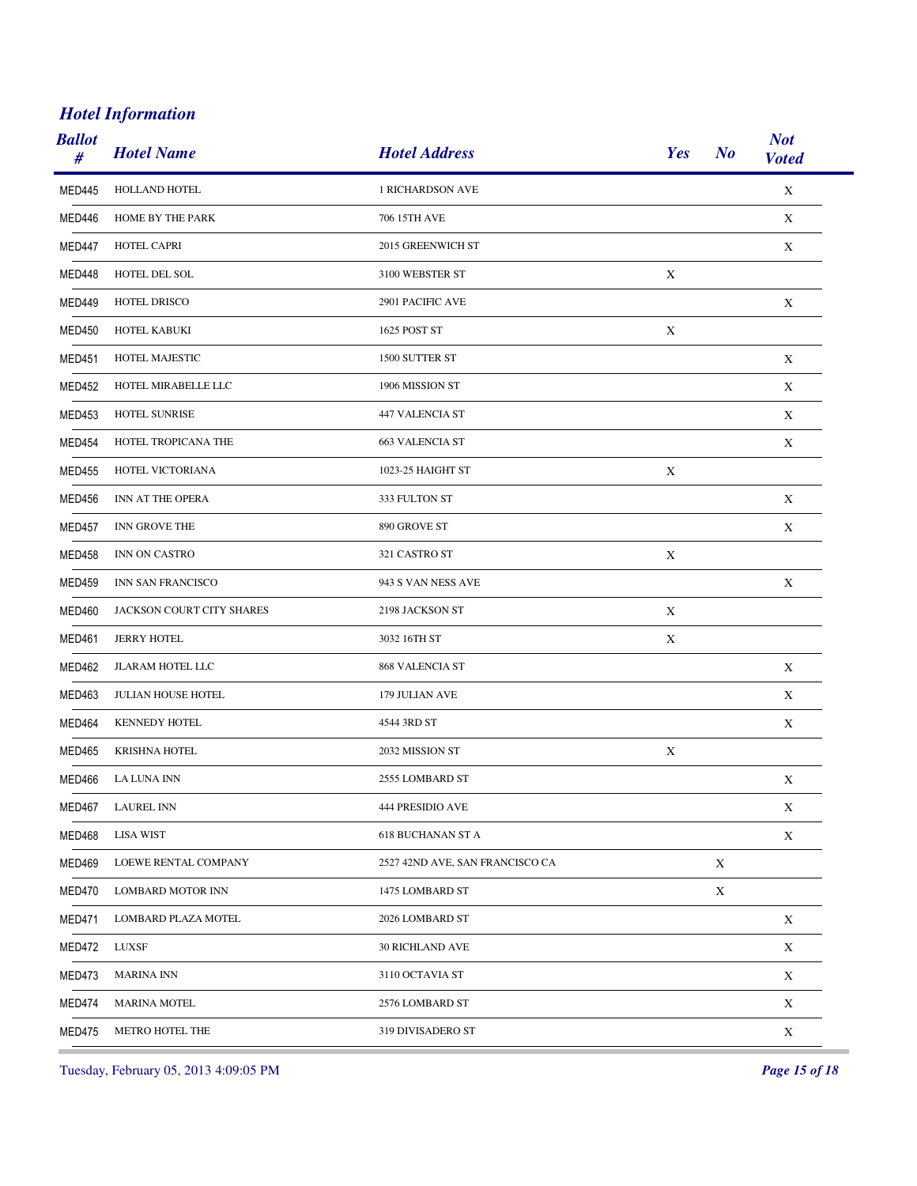## Hotel Information

| Ballot # | Hotel Name | Hotel Address | Yes | No | Not Voted |
|---|---|---|---|---|---|
| MED445 | HOLLAND HOTEL | 1 RICHARDSON AVE | | | X |
| MED446 | HOME BY THE PARK | 706 15TH AVE | | | X |
| MED447 | HOTEL CAPRI | 2015 GREENWICH ST | | | X |
| MED448 | HOTEL DEL SOL | 3100 WEBSTER ST | X | | |
| MED449 | HOTEL DRISCO | 2901 PACIFIC AVE | | | X |
| MED450 | HOTEL KABUKI | 1625 POST ST | X | | |
| MED451 | HOTEL MAJESTIC | 1500 SUTTER ST | | | X |
| MED452 | HOTEL MIRABELLE LLC | 1906 MISSION ST | | | X |
| MED453 | HOTEL SUNRISE | 447 VALENCIA ST | | | X |
| MED454 | HOTEL TROPICANA THE | 663 VALENCIA ST | | | X |
| MED455 | HOTEL VICTORIANA | 1023-25 HAIGHT ST | X | | |
| MED456 | INN AT THE OPERA | 333 FULTON ST | | | X |
| MED457 | INN GROVE THE | 890 GROVE ST | | | X |
| MED458 | INN ON CASTRO | 321 CASTRO ST | X | | |
| MED459 | INN SAN FRANCISCO | 943 S VAN NESS AVE | | | X |
| MED460 | JACKSON COURT CITY SHARES | 2198 JACKSON ST | X | | |
| MED461 | JERRY HOTEL | 3032 16TH ST | X | | |
| MED462 | JLARAM HOTEL LLC | 868 VALENCIA ST | | | X |
| MED463 | JULIAN HOUSE HOTEL | 179 JULIAN AVE | | | X |
| MED464 | KENNEDY HOTEL | 4544 3RD ST | | | X |
| MED465 | KRISHNA HOTEL | 2032 MISSION ST | X | | |
| MED466 | LA LUNA INN | 2555 LOMBARD ST | | | X |
| MED467 | LAUREL INN | 444 PRESIDIO AVE | | | X |
| MED468 | LISA WIST | 618 BUCHANAN ST A | | | X |
| MED469 | LOEWE RENTAL COMPANY | 2527 42ND AVE, SAN FRANCISCO CA | | X | |
| MED470 | LOMBARD MOTOR INN | 1475 LOMBARD ST | | X | |
| MED471 | LOMBARD PLAZA MOTEL | 2026 LOMBARD ST | | | X |
| MED472 | LUXSF | 30 RICHLAND AVE | | | X |
| MED473 | MARINA INN | 3110 OCTAVIA ST | | | X |
| MED474 | MARINA MOTEL | 2576 LOMBARD ST | | | X |
| MED475 | METRO HOTEL THE | 319 DIVISADERO ST | | | X |

Tuesday, February 05, 2013 4:09:05 PM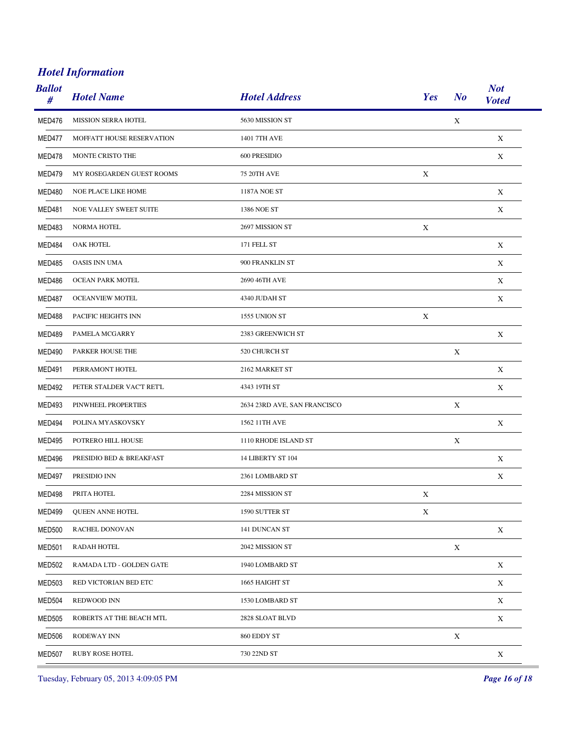## *Hotel Information*

| Ballot # | Hotel Name | Hotel Address | Yes | No | Not Voted |
|---|---|---|---|---|---|
| MED476 | MISSION SERRA HOTEL | 5630 MISSION ST | | X | |
| MED477 | MOFFATT HOUSE RESERVATION | 1401 7TH AVE | | | X |
| MED478 | MONTE CRISTO THE | 600 PRESIDIO | | | X |
| MED479 | MY ROSEGARDEN GUEST ROOMS | 75 20TH AVE | X | | |
| MED480 | NOE PLACE LIKE HOME | 1187A NOE ST | | | X |
| MED481 | NOE VALLEY SWEET SUITE | 1386 NOE ST | | | X |
| MED483 | NORMA HOTEL | 2697 MISSION ST | X | | |
| MED484 | OAK HOTEL | 171 FELL ST | | | X |
| MED485 | OASIS INN UMA | 900 FRANKLIN ST | | | X |
| MED486 | OCEAN PARK MOTEL | 2690 46TH AVE | | | X |
| MED487 | OCEANVIEW MOTEL | 4340 JUDAH ST | | | X |
| MED488 | PACIFIC HEIGHTS INN | 1555 UNION ST | X | | |
| MED489 | PAMELA MCGARRY | 2383 GREENWICH ST | | | X |
| MED490 | PARKER HOUSE THE | 520 CHURCH ST | | X | |
| MED491 | PERRAMONT HOTEL | 2162 MARKET ST | | | X |
| MED492 | PETER STALDER VAC'T RET'L | 4343 19TH ST | | | X |
| MED493 | PINWHEEL PROPERTIES | 2634 23RD AVE, SAN FRANCISCO | | X | |
| MED494 | POLINA MYASKOVSKY | 1562 11TH AVE | | | X |
| MED495 | POTRERO HILL HOUSE | 1110 RHODE ISLAND ST | | X | |
| MED496 | PRESIDIO BED & BREAKFAST | 14 LIBERTY ST 104 | | | X |
| MED497 | PRESIDIO INN | 2361 LOMBARD ST | | | X |
| MED498 | PRITA HOTEL | 2284 MISSION ST | X | | |
| MED499 | QUEEN ANNE HOTEL | 1590 SUTTER ST | X | | |
| MED500 | RACHEL DONOVAN | 141 DUNCAN ST | | | X |
| MED501 | RADAH HOTEL | 2042 MISSION ST | | X | |
| MED502 | RAMADA LTD - GOLDEN GATE | 1940 LOMBARD ST | | | X |
| MED503 | RED VICTORIAN BED ETC | 1665 HAIGHT ST | | | X |
| MED504 | REDWOOD INN | 1530 LOMBARD ST | | | X |
| MED505 | ROBERTS AT THE BEACH MTL | 2828 SLOAT BLVD | | | X |
| MED506 | RODEWAY INN | 860 EDDY ST | | X | |
| MED507 | RUBY ROSE HOTEL | 730 22ND ST | | | X |

Tuesday, February 05, 2013 4:09:05 PM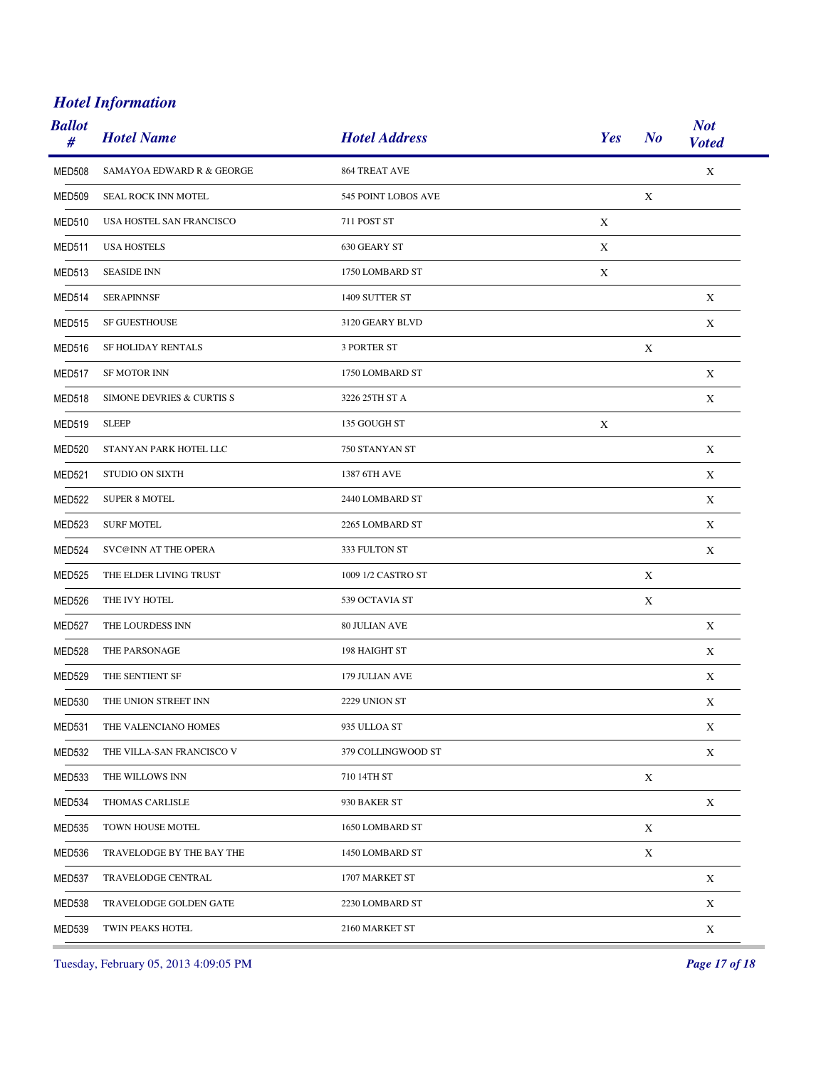## *Hotel Information*

| Ballot # | Hotel Name | Hotel Address | Yes | No | Not Voted |
|---|---|---|---|---|---|
| MED508 | SAMAYOA EDWARD R & GEORGE | 864 TREAT AVE | | | X |
| MED509 | SEAL ROCK INN MOTEL | 545 POINT LOBOS AVE | | X | |
| MED510 | USA HOSTEL SAN FRANCISCO | 711 POST ST | X | | |
| MED511 | USA HOSTELS | 630 GEARY ST | X | | |
| MED513 | SEASIDE INN | 1750 LOMBARD ST | X | | |
| MED514 | SERAPINNSF | 1409 SUTTER ST | | | X |
| MED515 | SF GUESTHOUSE | 3120 GEARY BLVD | | | X |
| MED516 | SF HOLIDAY RENTALS | 3 PORTER ST | | X | |
| MED517 | SF MOTOR INN | 1750 LOMBARD ST | | | X |
| MED518 | SIMONE DEVRIES & CURTIS S | 3226 25TH ST A | | | X |
| MED519 | SLEEP | 135 GOUGH ST | X | | |
| MED520 | STANYAN PARK HOTEL LLC | 750 STANYAN ST | | | X |
| MED521 | STUDIO ON SIXTH | 1387 6TH AVE | | | X |
| MED522 | SUPER 8 MOTEL | 2440 LOMBARD ST | | | X |
| MED523 | SURF MOTEL | 2265 LOMBARD ST | | | X |
| MED524 | SVC@INN AT THE OPERA | 333 FULTON ST | | | X |
| MED525 | THE ELDER LIVING TRUST | 1009 1/2 CASTRO ST | | X | |
| MED526 | THE IVY HOTEL | 539 OCTAVIA ST | | X | |
| MED527 | THE LOURDESS INN | 80 JULIAN AVE | | | X |
| MED528 | THE PARSONAGE | 198 HAIGHT ST | | | X |
| MED529 | THE SENTIENT SF | 179 JULIAN AVE | | | X |
| MED530 | THE UNION STREET INN | 2229 UNION ST | | | X |
| MED531 | THE VALENCIANO HOMES | 935 ULLOA ST | | | X |
| MED532 | THE VILLA-SAN FRANCISCO V | 379 COLLINGWOOD ST | | | X |
| MED533 | THE WILLOWS INN | 710 14TH ST | | X | |
| MED534 | THOMAS CARLISLE | 930 BAKER ST | | | X |
| MED535 | TOWN HOUSE MOTEL | 1650 LOMBARD ST | | X | |
| MED536 | TRAVELODGE BY THE BAY THE | 1450 LOMBARD ST | | X | |
| MED537 | TRAVELODGE CENTRAL | 1707 MARKET ST | | | X |
| MED538 | TRAVELODGE GOLDEN GATE | 2230 LOMBARD ST | | | X |
| MED539 | TWIN PEAKS HOTEL | 2160 MARKET ST | | | X |

Tuesday, February 05, 2013 4:09:05 PM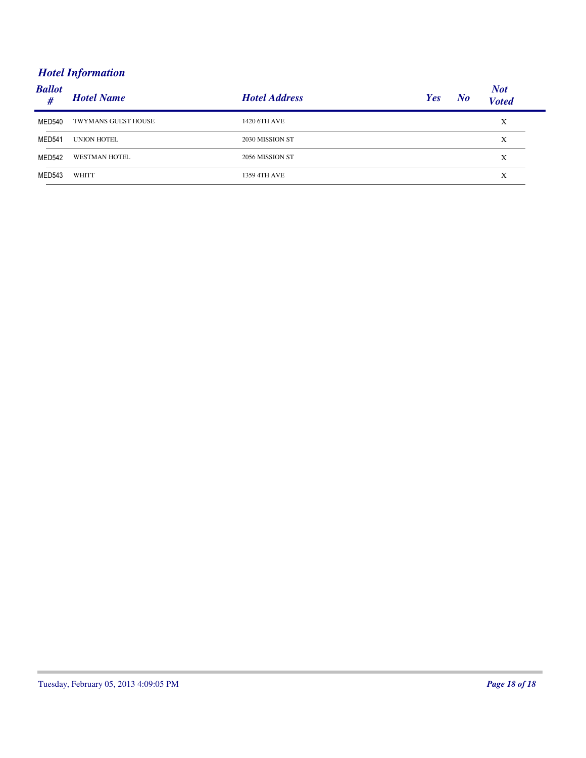## *Hotel Information*

| *Ballot #* | *Hotel Name* | *Hotel Address* | *Yes* | *No* | *Not Voted* |
|---|---|---|---|---|---|
| MED540 | TWYMANS GUEST HOUSE | 1420 6TH AVE | | | X |
| MED541 | UNION HOTEL | 2030 MISSION ST | | | X |
| MED542 | WESTMAN HOTEL | 2056 MISSION ST | | | X |
| MED543 | WHITT | 1359 4TH AVE | | | X |

Tuesday, February 05, 2013 4:09:05 PM